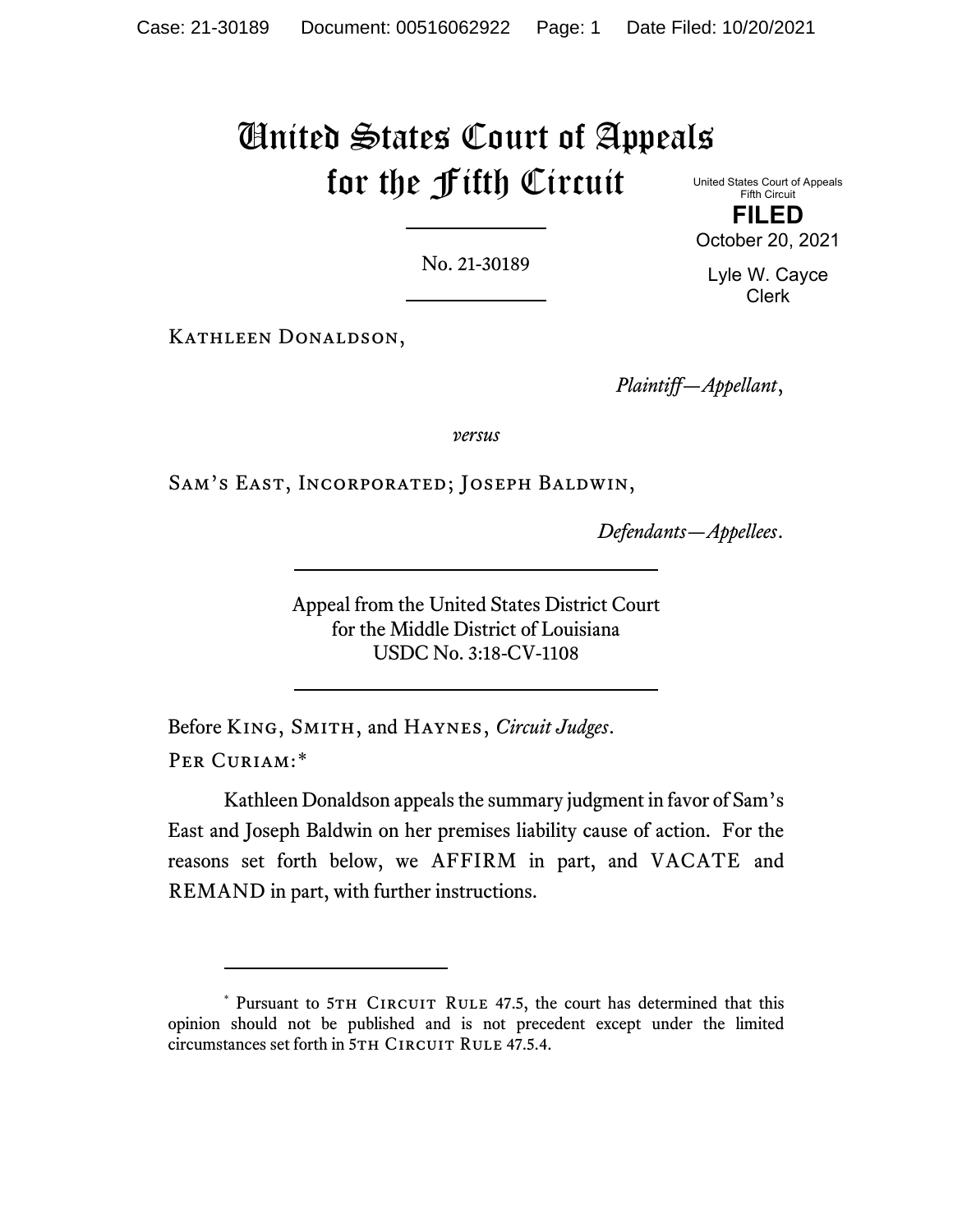# United States Court of Appeals for the Fifth Circuit

United States Court of Appeals
Fifth Circuit

**FILED**

October 20, 2021

Lyle W. Cayce
Clerk

No. 21-30189

Kathleen Donaldson,

*Plaintiff—Appellant*,

*versus*

Sam's East, Incorporated; Joseph Baldwin,

*Defendants—Appellees*.

Appeal from the United States District Court
for the Middle District of Louisiana
USDC No. 3:18-CV-1108

Before King, Smith, and Haynes, *Circuit Judges*.

Per Curiam:*

Kathleen Donaldson appeals the summary judgment in favor of Sam's East and Joseph Baldwin on her premises liability cause of action. For the reasons set forth below, we AFFIRM in part, and VACATE and REMAND in part, with further instructions.

---

\* Pursuant to 5th Circuit Rule 47.5, the court has determined that this opinion should not be published and is not precedent except under the limited circumstances set forth in 5th Circuit Rule 47.5.4.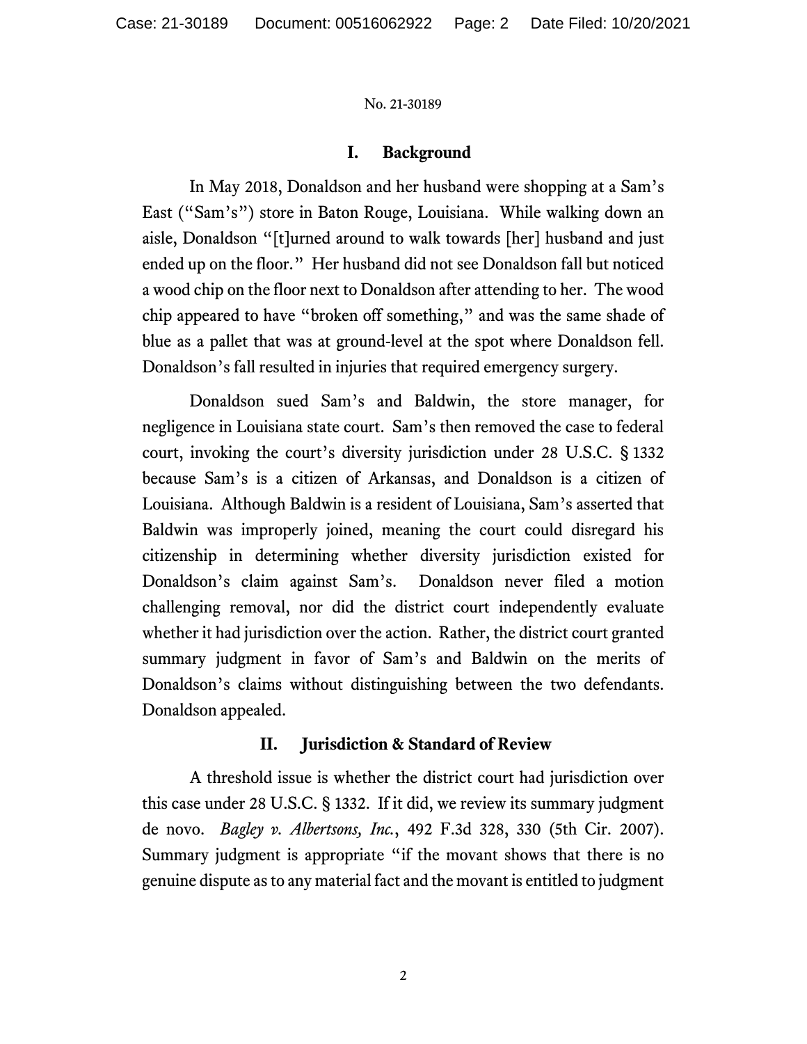## I. Background

In May 2018, Donaldson and her husband were shopping at a Sam's East ("Sam's") store in Baton Rouge, Louisiana. While walking down an aisle, Donaldson "[t]urned around to walk towards [her] husband and just ended up on the floor." Her husband did not see Donaldson fall but noticed a wood chip on the floor next to Donaldson after attending to her. The wood chip appeared to have "broken off something," and was the same shade of blue as a pallet that was at ground-level at the spot where Donaldson fell. Donaldson's fall resulted in injuries that required emergency surgery.

Donaldson sued Sam's and Baldwin, the store manager, for negligence in Louisiana state court. Sam's then removed the case to federal court, invoking the court's diversity jurisdiction under 28 U.S.C. § 1332 because Sam's is a citizen of Arkansas, and Donaldson is a citizen of Louisiana. Although Baldwin is a resident of Louisiana, Sam's asserted that Baldwin was improperly joined, meaning the court could disregard his citizenship in determining whether diversity jurisdiction existed for Donaldson's claim against Sam's. Donaldson never filed a motion challenging removal, nor did the district court independently evaluate whether it had jurisdiction over the action. Rather, the district court granted summary judgment in favor of Sam's and Baldwin on the merits of Donaldson's claims without distinguishing between the two defendants. Donaldson appealed.

## II. Jurisdiction & Standard of Review

A threshold issue is whether the district court had jurisdiction over this case under 28 U.S.C. § 1332. If it did, we review its summary judgment de novo. *Bagley v. Albertsons, Inc.*, 492 F.3d 328, 330 (5th Cir. 2007). Summary judgment is appropriate "if the movant shows that there is no genuine dispute as to any material fact and the movant is entitled to judgment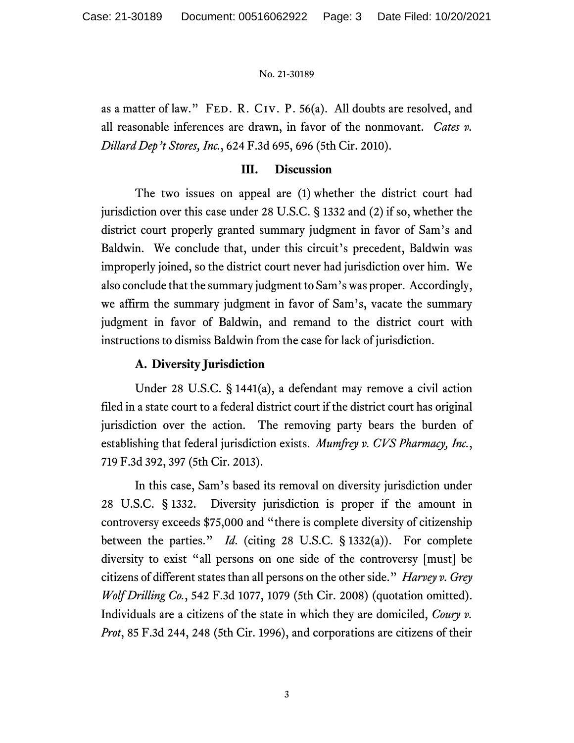as a matter of law." FED. R. CIV. P. 56(a). All doubts are resolved, and all reasonable inferences are drawn, in favor of the nonmovant. *Cates v. Dillard Dep't Stores, Inc.*, 624 F.3d 695, 696 (5th Cir. 2010).

## III. Discussion

The two issues on appeal are (1) whether the district court had jurisdiction over this case under 28 U.S.C. § 1332 and (2) if so, whether the district court properly granted summary judgment in favor of Sam's and Baldwin. We conclude that, under this circuit's precedent, Baldwin was improperly joined, so the district court never had jurisdiction over him. We also conclude that the summary judgment to Sam's was proper. Accordingly, we affirm the summary judgment in favor of Sam's, vacate the summary judgment in favor of Baldwin, and remand to the district court with instructions to dismiss Baldwin from the case for lack of jurisdiction.

### A. Diversity Jurisdiction

Under 28 U.S.C. § 1441(a), a defendant may remove a civil action filed in a state court to a federal district court if the district court has original jurisdiction over the action. The removing party bears the burden of establishing that federal jurisdiction exists. *Mumfrey v. CVS Pharmacy, Inc.*, 719 F.3d 392, 397 (5th Cir. 2013).

In this case, Sam's based its removal on diversity jurisdiction under 28 U.S.C. § 1332. Diversity jurisdiction is proper if the amount in controversy exceeds $75,000 and "there is complete diversity of citizenship between the parties." *Id.* (citing 28 U.S.C. § 1332(a)). For complete diversity to exist "all persons on one side of the controversy [must] be citizens of different states than all persons on the other side." *Harvey v. Grey Wolf Drilling Co.*, 542 F.3d 1077, 1079 (5th Cir. 2008) (quotation omitted). Individuals are a citizens of the state in which they are domiciled, *Coury v. Prot*, 85 F.3d 244, 248 (5th Cir. 1996), and corporations are citizens of their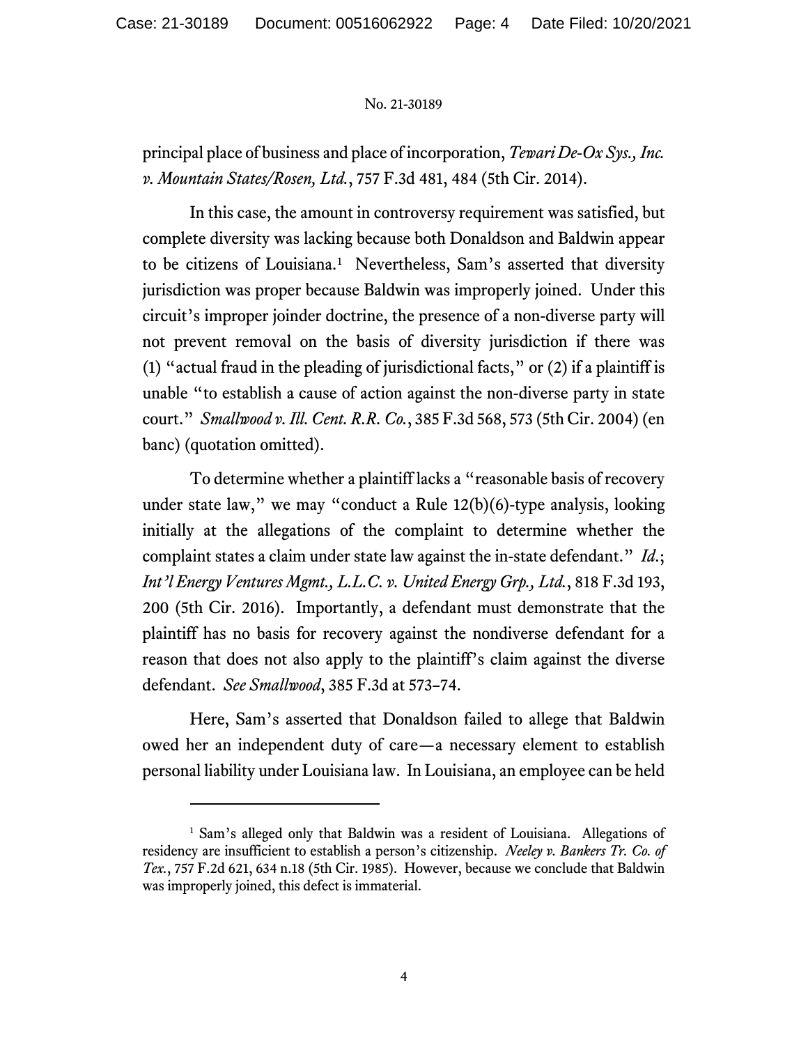principal place of business and place of incorporation, *Tewari De-Ox Sys., Inc. v. Mountain States/Rosen, Ltd.*, 757 F.3d 481, 484 (5th Cir. 2014).

In this case, the amount in controversy requirement was satisfied, but complete diversity was lacking because both Donaldson and Baldwin appear to be citizens of Louisiana.[1] Nevertheless, Sam's asserted that diversity jurisdiction was proper because Baldwin was improperly joined. Under this circuit's improper joinder doctrine, the presence of a non-diverse party will not prevent removal on the basis of diversity jurisdiction if there was (1) "actual fraud in the pleading of jurisdictional facts," or (2) if a plaintiff is unable "to establish a cause of action against the non-diverse party in state court." *Smallwood v. Ill. Cent. R.R. Co.*, 385 F.3d 568, 573 (5th Cir. 2004) (en banc) (quotation omitted).

To determine whether a plaintiff lacks a "reasonable basis of recovery under state law," we may "conduct a Rule 12(b)(6)-type analysis, looking initially at the allegations of the complaint to determine whether the complaint states a claim under state law against the in-state defendant." *Id.*; *Int'l Energy Ventures Mgmt., L.L.C. v. United Energy Grp., Ltd.*, 818 F.3d 193, 200 (5th Cir. 2016). Importantly, a defendant must demonstrate that the plaintiff has no basis for recovery against the nondiverse defendant for a reason that does not also apply to the plaintiff's claim against the diverse defendant. *See Smallwood*, 385 F.3d at 573–74.

Here, Sam's asserted that Donaldson failed to allege that Baldwin owed her an independent duty of care—a necessary element to establish personal liability under Louisiana law. In Louisiana, an employee can be held

[1] Sam's alleged only that Baldwin was a resident of Louisiana. Allegations of residency are insufficient to establish a person's citizenship. *Neeley v. Bankers Tr. Co. of Tex.*, 757 F.2d 621, 634 n.18 (5th Cir. 1985). However, because we conclude that Baldwin was improperly joined, this defect is immaterial.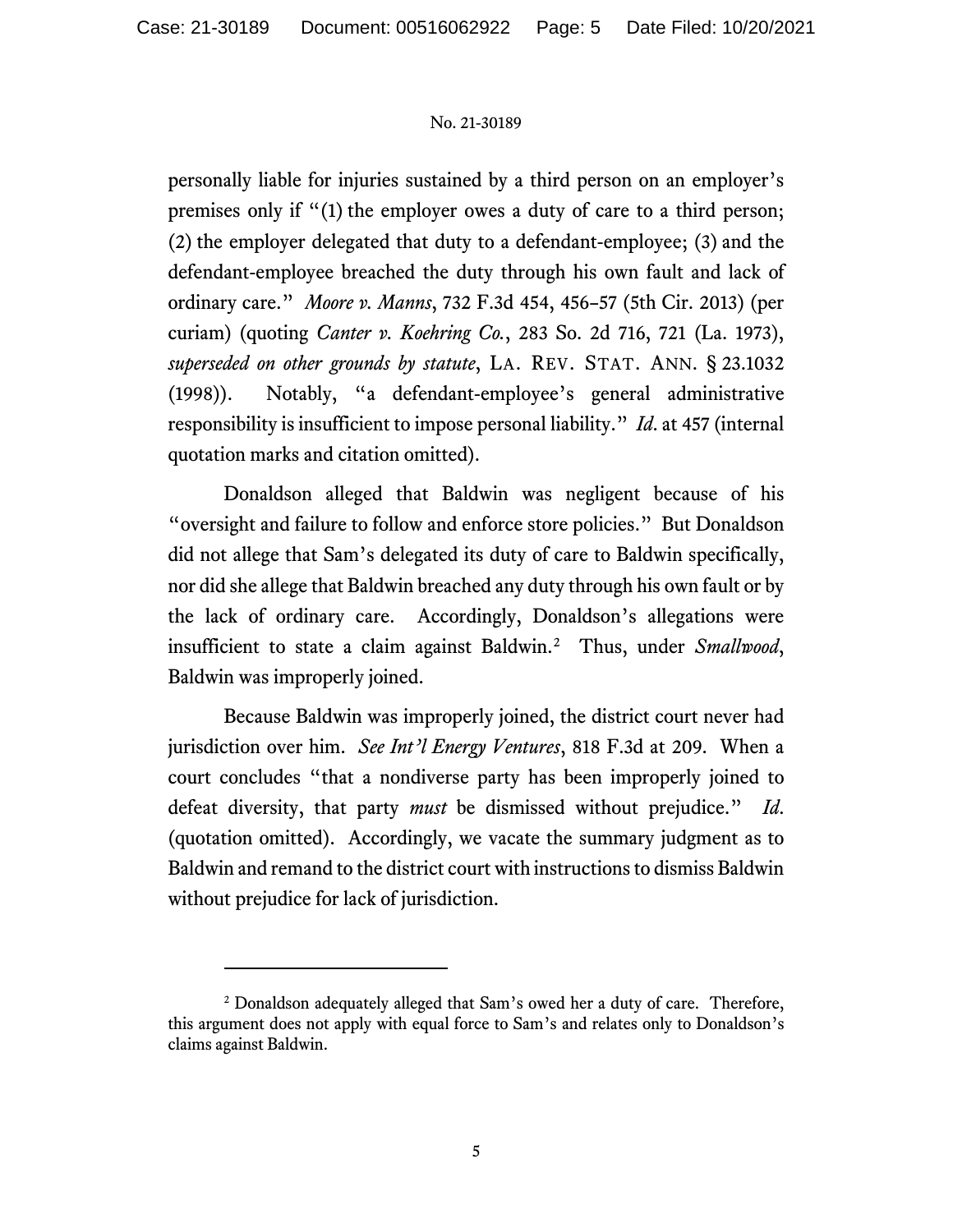personally liable for injuries sustained by a third person on an employer's premises only if "(1) the employer owes a duty of care to a third person; (2) the employer delegated that duty to a defendant-employee; (3) and the defendant-employee breached the duty through his own fault and lack of ordinary care." *Moore v. Manns*, 732 F.3d 454, 456–57 (5th Cir. 2013) (per curiam) (quoting *Canter v. Koehring Co.*, 283 So. 2d 716, 721 (La. 1973), *superseded on other grounds by statute*, LA. REV. STAT. ANN. § 23.1032 (1998)). Notably, "a defendant-employee's general administrative responsibility is insufficient to impose personal liability." *Id.* at 457 (internal quotation marks and citation omitted).

Donaldson alleged that Baldwin was negligent because of his "oversight and failure to follow and enforce store policies." But Donaldson did not allege that Sam's delegated its duty of care to Baldwin specifically, nor did she allege that Baldwin breached any duty through his own fault or by the lack of ordinary care. Accordingly, Donaldson's allegations were insufficient to state a claim against Baldwin.[2] Thus, under *Smallwood*, Baldwin was improperly joined.

Because Baldwin was improperly joined, the district court never had jurisdiction over him. *See Int'l Energy Ventures*, 818 F.3d at 209. When a court concludes "that a nondiverse party has been improperly joined to defeat diversity, that party *must* be dismissed without prejudice." *Id.* (quotation omitted). Accordingly, we vacate the summary judgment as to Baldwin and remand to the district court with instructions to dismiss Baldwin without prejudice for lack of jurisdiction.

---

[2] Donaldson adequately alleged that Sam's owed her a duty of care. Therefore, this argument does not apply with equal force to Sam's and relates only to Donaldson's claims against Baldwin.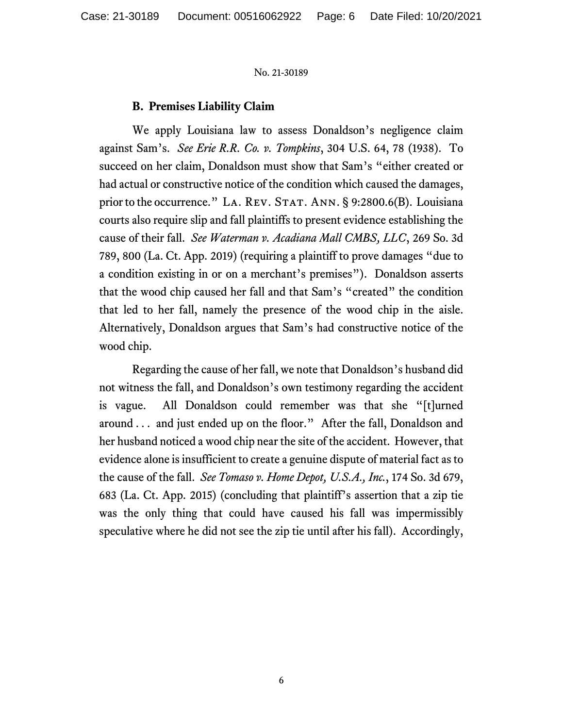### B. Premises Liability Claim

We apply Louisiana law to assess Donaldson's negligence claim against Sam's. *See Erie R.R. Co. v. Tompkins*, 304 U.S. 64, 78 (1938). To succeed on her claim, Donaldson must show that Sam's "either created or had actual or constructive notice of the condition which caused the damages, prior to the occurrence." La. Rev. Stat. Ann. § 9:2800.6(B). Louisiana courts also require slip and fall plaintiffs to present evidence establishing the cause of their fall. *See Waterman v. Acadiana Mall CMBS, LLC*, 269 So. 3d 789, 800 (La. Ct. App. 2019) (requiring a plaintiff to prove damages "due to a condition existing in or on a merchant's premises"). Donaldson asserts that the wood chip caused her fall and that Sam's "created" the condition that led to her fall, namely the presence of the wood chip in the aisle. Alternatively, Donaldson argues that Sam's had constructive notice of the wood chip.

Regarding the cause of her fall, we note that Donaldson's husband did not witness the fall, and Donaldson's own testimony regarding the accident is vague. All Donaldson could remember was that she "[t]urned around . . . and just ended up on the floor." After the fall, Donaldson and her husband noticed a wood chip near the site of the accident. However, that evidence alone is insufficient to create a genuine dispute of material fact as to the cause of the fall. *See Tomaso v. Home Depot, U.S.A., Inc.*, 174 So. 3d 679, 683 (La. Ct. App. 2015) (concluding that plaintiff's assertion that a zip tie was the only thing that could have caused his fall was impermissibly speculative where he did not see the zip tie until after his fall). Accordingly,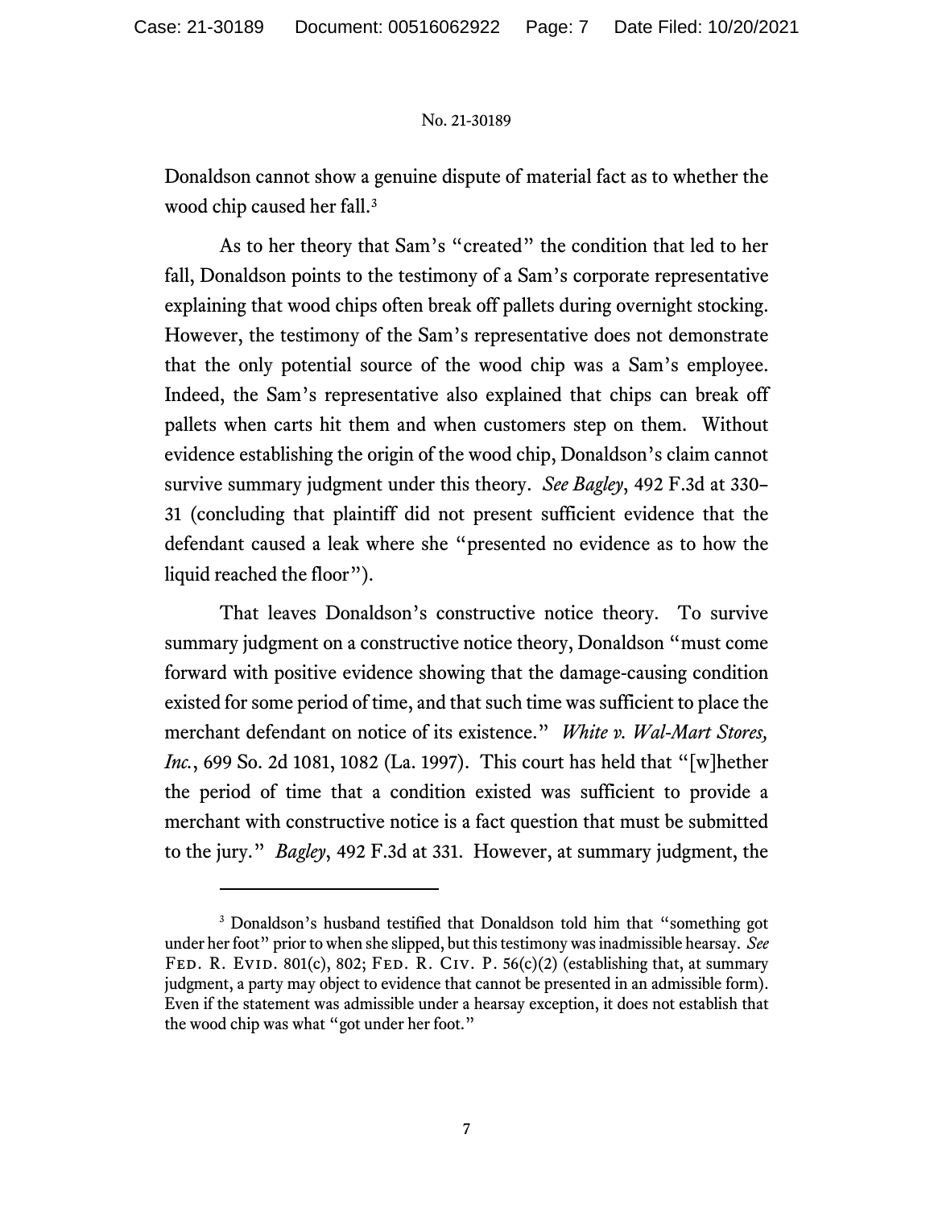Donaldson cannot show a genuine dispute of material fact as to whether the wood chip caused her fall.[3]

As to her theory that Sam's "created" the condition that led to her fall, Donaldson points to the testimony of a Sam's corporate representative explaining that wood chips often break off pallets during overnight stocking. However, the testimony of the Sam's representative does not demonstrate that the only potential source of the wood chip was a Sam's employee. Indeed, the Sam's representative also explained that chips can break off pallets when carts hit them and when customers step on them. Without evidence establishing the origin of the wood chip, Donaldson's claim cannot survive summary judgment under this theory. *See Bagley*, 492 F.3d at 330–31 (concluding that plaintiff did not present sufficient evidence that the defendant caused a leak where she "presented no evidence as to how the liquid reached the floor").

That leaves Donaldson's constructive notice theory. To survive summary judgment on a constructive notice theory, Donaldson "must come forward with positive evidence showing that the damage-causing condition existed for some period of time, and that such time was sufficient to place the merchant defendant on notice of its existence." *White v. Wal-Mart Stores, Inc.*, 699 So. 2d 1081, 1082 (La. 1997). This court has held that "[w]hether the period of time that a condition existed was sufficient to provide a merchant with constructive notice is a fact question that must be submitted to the jury." *Bagley*, 492 F.3d at 331. However, at summary judgment, the

---

[3] Donaldson's husband testified that Donaldson told him that "something got under her foot" prior to when she slipped, but this testimony was inadmissible hearsay. *See* Fed. R. Evid. 801(c), 802; Fed. R. Civ. P. 56(c)(2) (establishing that, at summary judgment, a party may object to evidence that cannot be presented in an admissible form). Even if the statement was admissible under a hearsay exception, it does not establish that the wood chip was what "got under her foot."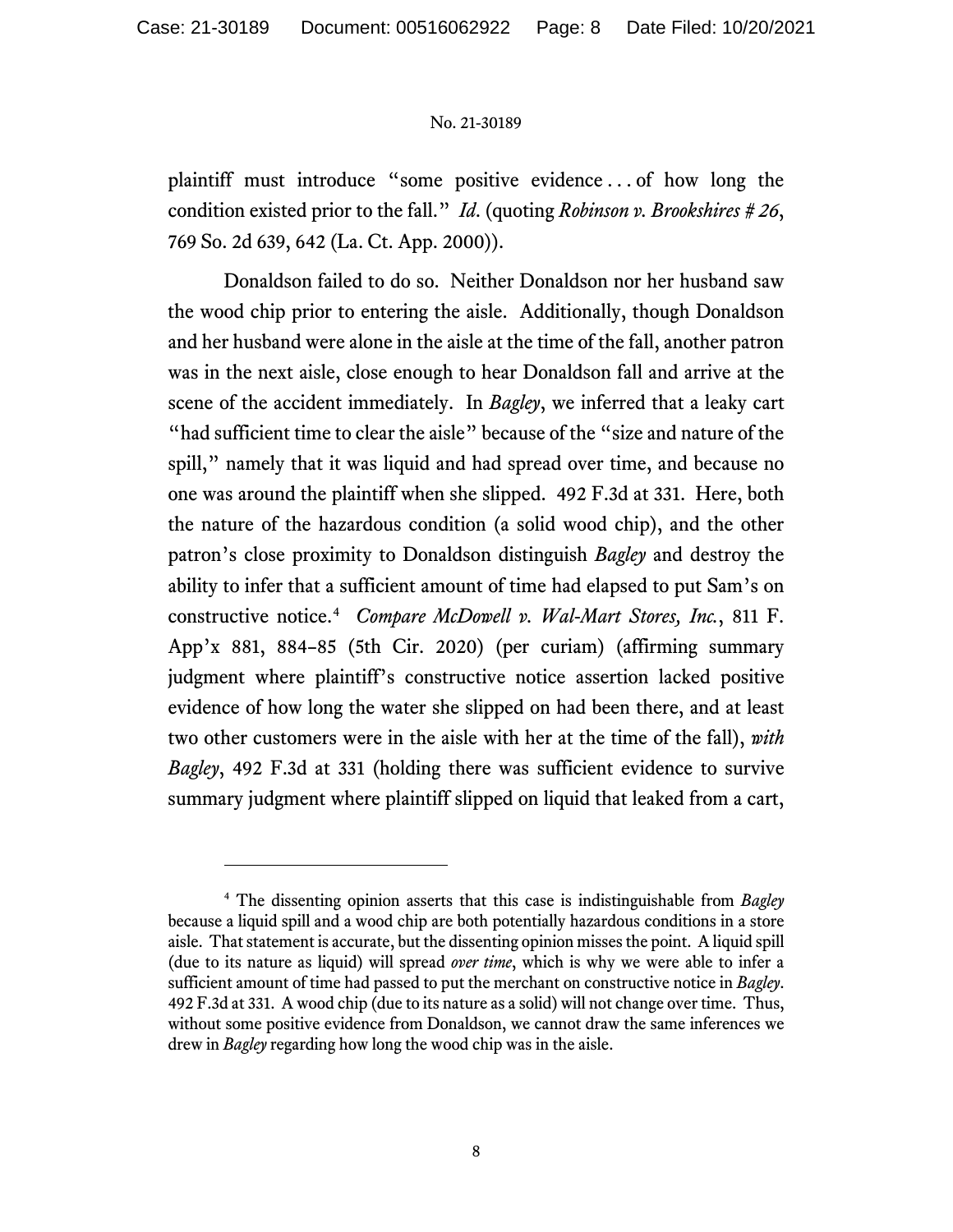plaintiff must introduce "some positive evidence . . . of how long the condition existed prior to the fall." *Id.* (quoting *Robinson v. Brookshires # 26*, 769 So. 2d 639, 642 (La. Ct. App. 2000)).

Donaldson failed to do so. Neither Donaldson nor her husband saw the wood chip prior to entering the aisle. Additionally, though Donaldson and her husband were alone in the aisle at the time of the fall, another patron was in the next aisle, close enough to hear Donaldson fall and arrive at the scene of the accident immediately. In *Bagley*, we inferred that a leaky cart "had sufficient time to clear the aisle" because of the "size and nature of the spill," namely that it was liquid and had spread over time, and because no one was around the plaintiff when she slipped. 492 F.3d at 331. Here, both the nature of the hazardous condition (a solid wood chip), and the other patron's close proximity to Donaldson distinguish *Bagley* and destroy the ability to infer that a sufficient amount of time had elapsed to put Sam's on constructive notice.[4] *Compare McDowell v. Wal-Mart Stores, Inc.*, 811 F. App'x 881, 884–85 (5th Cir. 2020) (per curiam) (affirming summary judgment where plaintiff's constructive notice assertion lacked positive evidence of how long the water she slipped on had been there, and at least two other customers were in the aisle with her at the time of the fall), *with Bagley*, 492 F.3d at 331 (holding there was sufficient evidence to survive summary judgment where plaintiff slipped on liquid that leaked from a cart,

---

[4] The dissenting opinion asserts that this case is indistinguishable from *Bagley* because a liquid spill and a wood chip are both potentially hazardous conditions in a store aisle. That statement is accurate, but the dissenting opinion misses the point. A liquid spill (due to its nature as liquid) will spread *over time*, which is why we were able to infer a sufficient amount of time had passed to put the merchant on constructive notice in *Bagley*. 492 F.3d at 331. A wood chip (due to its nature as a solid) will not change over time. Thus, without some positive evidence from Donaldson, we cannot draw the same inferences we drew in *Bagley* regarding how long the wood chip was in the aisle.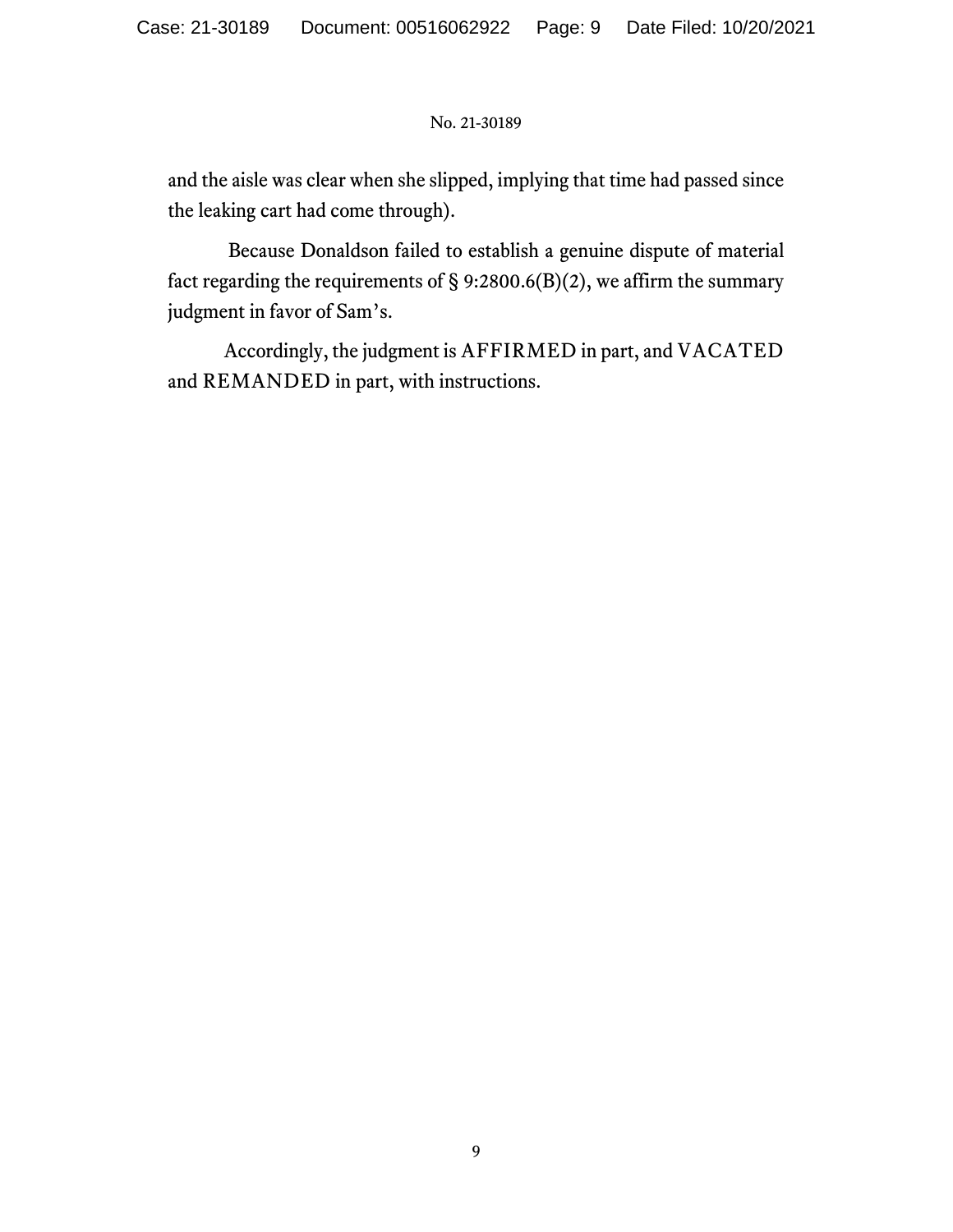and the aisle was clear when she slipped, implying that time had passed since the leaking cart had come through).

Because Donaldson failed to establish a genuine dispute of material fact regarding the requirements of § 9:2800.6(B)(2), we affirm the summary judgment in favor of Sam's.

Accordingly, the judgment is AFFIRMED in part, and VACATED and REMANDED in part, with instructions.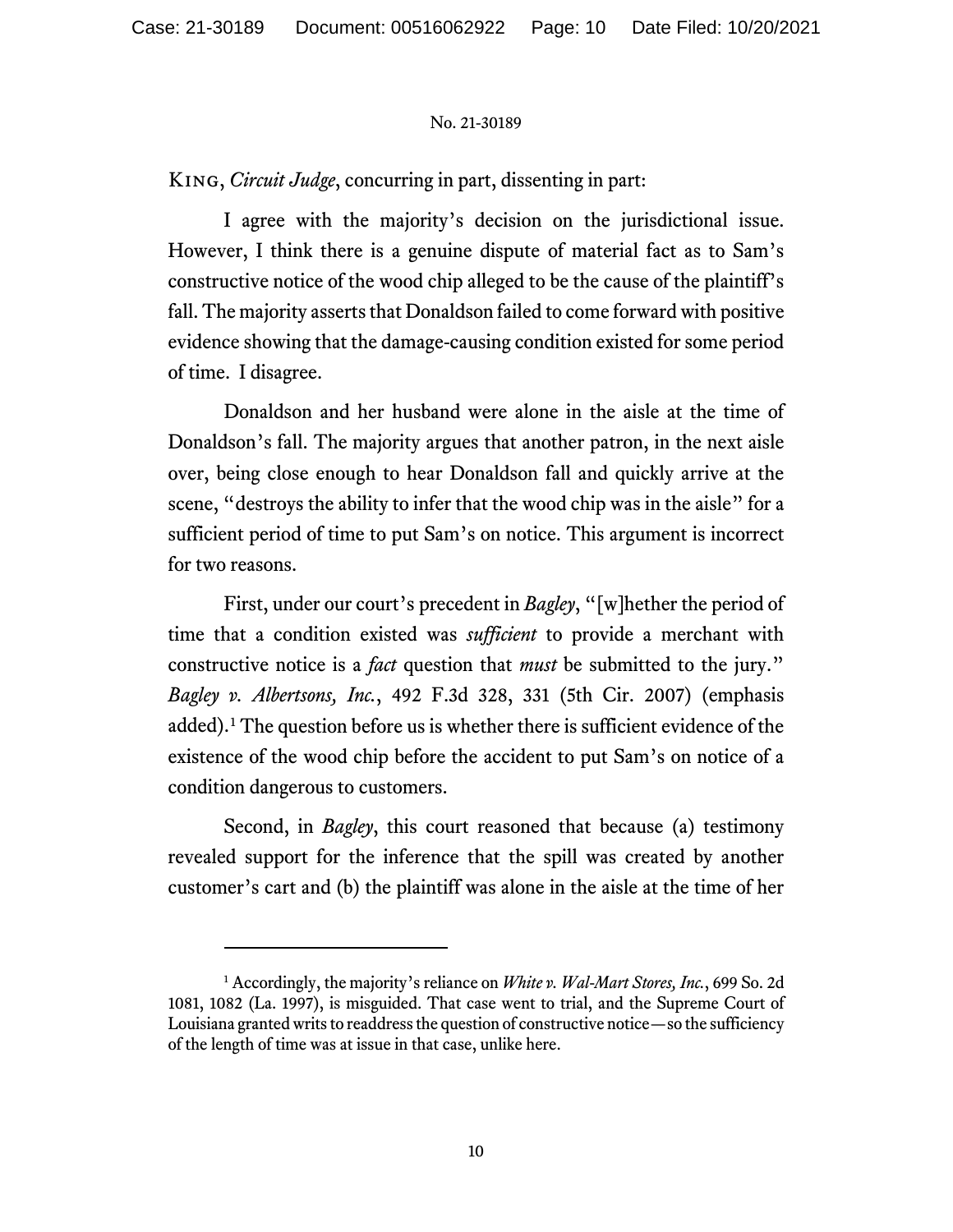KING, *Circuit Judge*, concurring in part, dissenting in part:

I agree with the majority's decision on the jurisdictional issue. However, I think there is a genuine dispute of material fact as to Sam's constructive notice of the wood chip alleged to be the cause of the plaintiff's fall. The majority asserts that Donaldson failed to come forward with positive evidence showing that the damage-causing condition existed for some period of time. I disagree.

Donaldson and her husband were alone in the aisle at the time of Donaldson's fall. The majority argues that another patron, in the next aisle over, being close enough to hear Donaldson fall and quickly arrive at the scene, "destroys the ability to infer that the wood chip was in the aisle" for a sufficient period of time to put Sam's on notice. This argument is incorrect for two reasons.

First, under our court's precedent in *Bagley*, "[w]hether the period of time that a condition existed was *sufficient* to provide a merchant with constructive notice is a *fact* question that *must* be submitted to the jury." *Bagley v. Albertsons, Inc.*, 492 F.3d 328, 331 (5th Cir. 2007) (emphasis added).[1] The question before us is whether there is sufficient evidence of the existence of the wood chip before the accident to put Sam's on notice of a condition dangerous to customers.

Second, in *Bagley*, this court reasoned that because (a) testimony revealed support for the inference that the spill was created by another customer's cart and (b) the plaintiff was alone in the aisle at the time of her

[1] Accordingly, the majority's reliance on *White v. Wal-Mart Stores, Inc.*, 699 So. 2d 1081, 1082 (La. 1997), is misguided. That case went to trial, and the Supreme Court of Louisiana granted writs to readdress the question of constructive notice—so the sufficiency of the length of time was at issue in that case, unlike here.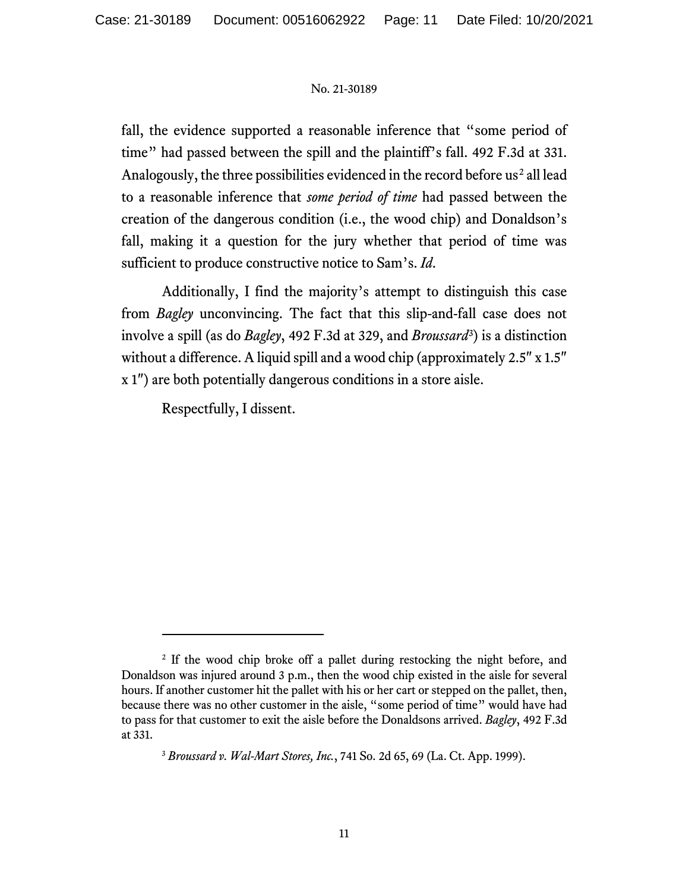fall, the evidence supported a reasonable inference that "some period of time" had passed between the spill and the plaintiff's fall. 492 F.3d at 331. Analogously, the three possibilities evidenced in the record before us[2] all lead to a reasonable inference that *some period of time* had passed between the creation of the dangerous condition (i.e., the wood chip) and Donaldson's fall, making it a question for the jury whether that period of time was sufficient to produce constructive notice to Sam's. *Id*.

Additionally, I find the majority's attempt to distinguish this case from *Bagley* unconvincing. The fact that this slip-and-fall case does not involve a spill (as do *Bagley*, 492 F.3d at 329, and *Broussard*[3]) is a distinction without a difference. A liquid spill and a wood chip (approximately 2.5″ x 1.5″ x 1″) are both potentially dangerous conditions in a store aisle.

Respectfully, I dissent.

---

[2] If the wood chip broke off a pallet during restocking the night before, and Donaldson was injured around 3 p.m., then the wood chip existed in the aisle for several hours. If another customer hit the pallet with his or her cart or stepped on the pallet, then, because there was no other customer in the aisle, "some period of time" would have had to pass for that customer to exit the aisle before the Donaldsons arrived. *Bagley*, 492 F.3d at 331.

[3] *Broussard v. Wal-Mart Stores, Inc.*, 741 So. 2d 65, 69 (La. Ct. App. 1999).